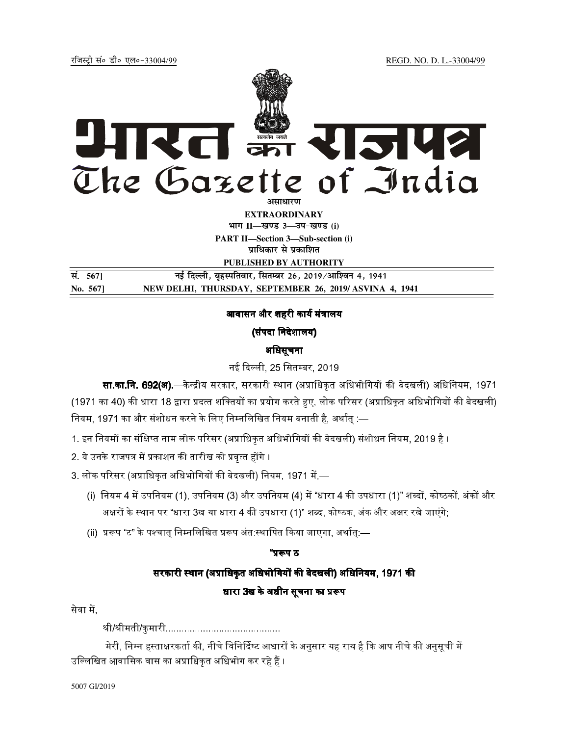रजिस्ट्री सं० डी० एल०-33004/99 REGD. NO. D. L.-33004/99

# भारत का राजपत्र
# The Gazette of India

असाधारण

**EXTRAORDINARY**

भाग II—खण्ड 3—उप-खण्ड (i)

**PART II—Section 3—Sub-section (i)**

प्राधिकार से प्रकाशित

**PUBLISHED BY AUTHORITY**

सं. 567] नई दिल्ली, बृहस्पतिवार, सितम्बर 26, 2019/आश्विन 4, 1941

**No. 567] NEW DELHI, THURSDAY, SEPTEMBER 26, 2019/ ASVINA 4, 1941**

## आवासन और शहरी कार्य मंत्रालय

### (संपदा निदेशालय)

### अधिसूचना

नई दिल्ली, 25 सितम्बर, 2019

**सा.का.नि. 692(अ).**—केन्द्रीय सरकार, सरकारी स्थान (अप्राधिकृत अधिभोगियों की बेदखली) अधिनियम, 1971 (1971 का 40) की धारा 18 द्वारा प्रदत्त शक्तियों का प्रयोग करते हुए, लोक परिसर (अप्राधिकृत अधिभोगियों की बेदखली) नियम, 1971 का और संशोधन करने के लिए निम्नलिखित नियम बनाती है, अर्थात् :—

1. इन नियमों का संक्षिप्त नाम लोक परिसर (अप्राधिकृत अधिभोगियों की बेदखली) संशोधन नियम, 2019 है।
2. ये उनके राजपत्र में प्रकाशन की तारीख को प्रवृत्त होंगे।
3. लोक परिसर (अप्राधिकृत अधिभोगियों की बेदखली) नियम, 1971 में,—
   - (i) नियम 4 में उपनियम (1), उपनियम (3) और उपनियम (4) में "धारा 4 की उपधारा (1)" शब्दों, कोष्ठकों, अंकों और अक्षरों के स्थान पर "धारा 3ख या धारा 4 की उपधारा (1)" शब्द, कोष्ठक, अंक और अक्षर रखे जाएंगे;
   - (ii) प्ररूप "ट" के पश्चात् निम्नलिखित प्ररूप अंत:स्थापित किया जाएगा, अर्थात्:—

### "प्ररूप ठ

### सरकारी स्थान (अप्राधिकृत अधिभोगियों की बेदखली) अधिनियम, 1971 की धारा 3ख के अधीन सूचना का प्ररूप

सेवा में,

श्री/श्रीमती/कुमारी.........................................

मेरी, निम्न हस्ताक्षरकर्ता की, नीचे विनिर्दिष्ट आधारों के अनुसार यह राय है कि आप नीचे की अनुसूची में उल्लिखित आवासिक वास का अप्राधिकृत अधिभोग कर रहे हैं।

5007 GI/2019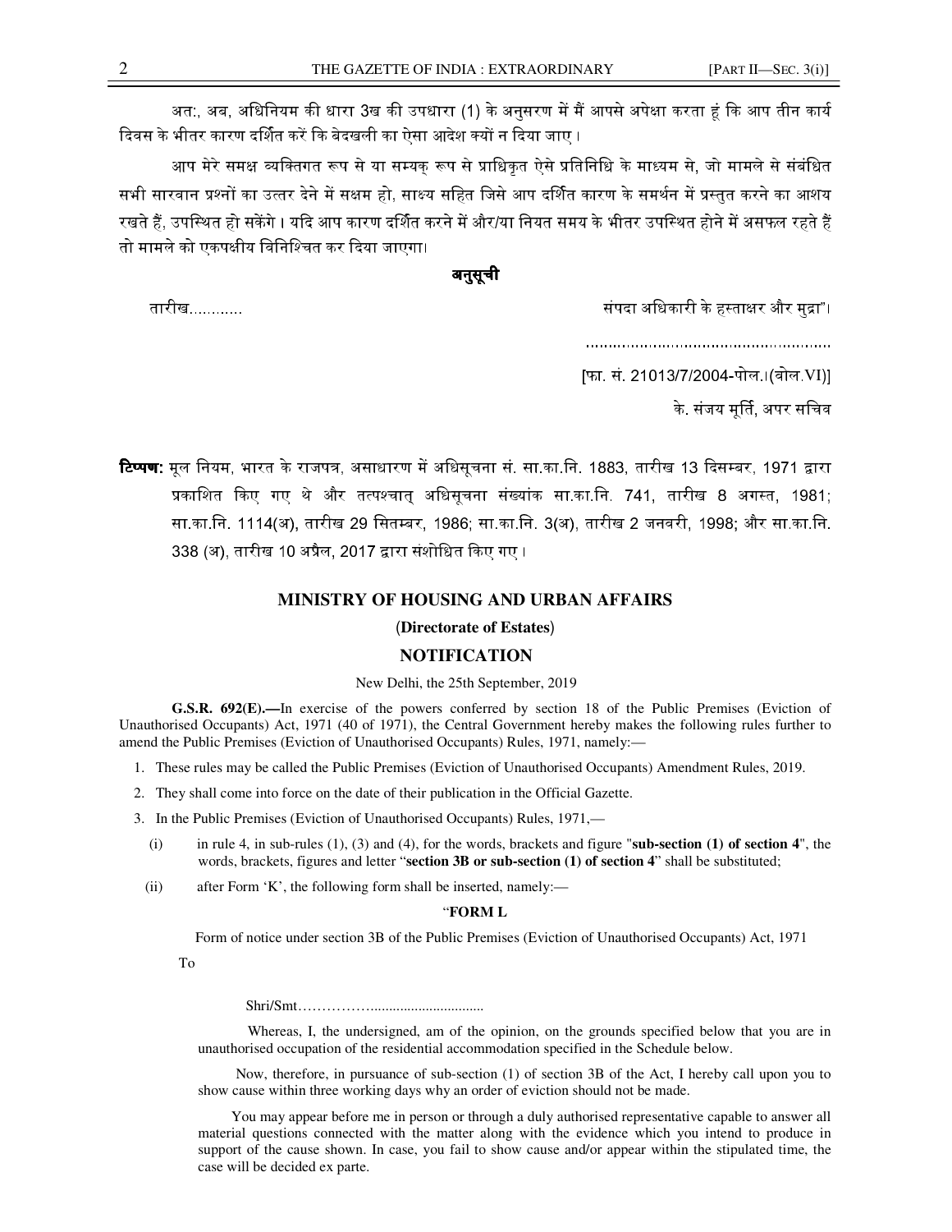अत:, अब, अधिनियम की धारा 3ख की उपधारा (1) के अनुसरण में मैं आपसे अपेक्षा करता हूं कि आप तीन कार्य दिवस के भीतर कारण दर्शित करें कि बेदखली का ऐसा आदेश क्यों न दिया जाए।

आप मेरे समक्ष व्यक्तिगत रूप से या सम्यक् रूप से प्राधिकृत ऐसे प्रतिनिधि के माध्यम से, जो मामले से संबंधित सभी सारवान प्रश्नों का उत्तर देने में सक्षम हो, साक्ष्य सहित जिसे आप दर्शित कारण के समर्थन में प्रस्तुत करने का आशय रखते हैं, उपस्थित हो सकेंगे। यदि आप कारण दर्शित करने में और/या नियत समय के भीतर उपस्थित होने में असफल रहते हैं तो मामले को एकपक्षीय विनिश्चित कर दिया जाएगा।

**अनुसूची**

तारीख............ संपदा अधिकारी के हस्ताक्षर और मुद्रा"।

.......................................................

[फा. सं. 21013/7/2004-पोल.I(वोल.VI)]

के. संजय मूर्ति, अपर सचिव

**टिप्पण:** मूल नियम, भारत के राजपत्र, असाधारण में अधिसूचना सं. सा.का.नि. 1883, तारीख 13 दिसम्बर, 1971 द्वारा प्रकाशित किए गए थे और तत्पश्चात् अधिसूचना संख्यांक सा.का.नि. 741, तारीख 8 अगस्त, 1981; सा.का.नि. 1114(अ), तारीख 29 सितम्बर, 1986; सा.का.नि. 3(अ), तारीख 2 जनवरी, 1998; और सा.का.नि. 338 (अ), तारीख 10 अप्रैल, 2017 द्वारा संशोधित किए गए।

## MINISTRY OF HOUSING AND URBAN AFFAIRS

**(Directorate of Estates)**

## NOTIFICATION

New Delhi, the 25th September, 2019

**G.S.R. 692(E).—**In exercise of the powers conferred by section 18 of the Public Premises (Eviction of Unauthorised Occupants) Act, 1971 (40 of 1971), the Central Government hereby makes the following rules further to amend the Public Premises (Eviction of Unauthorised Occupants) Rules, 1971, namely:—

1. These rules may be called the Public Premises (Eviction of Unauthorised Occupants) Amendment Rules, 2019.
2. They shall come into force on the date of their publication in the Official Gazette.
3. In the Public Premises (Eviction of Unauthorised Occupants) Rules, 1971,—
   (i) in rule 4, in sub-rules (1), (3) and (4), for the words, brackets and figure "**sub-section (1) of section 4**", the words, brackets, figures and letter "**section 3B or sub-section (1) of section 4**" shall be substituted;
   (ii) after Form 'K', the following form shall be inserted, namely:—

"**FORM L**

Form of notice under section 3B of the Public Premises (Eviction of Unauthorised Occupants) Act, 1971

To

Shri/Smt…………….............................

Whereas, I, the undersigned, am of the opinion, on the grounds specified below that you are in unauthorised occupation of the residential accommodation specified in the Schedule below.

Now, therefore, in pursuance of sub-section (1) of section 3B of the Act, I hereby call upon you to show cause within three working days why an order of eviction should not be made.

You may appear before me in person or through a duly authorised representative capable to answer all material questions connected with the matter along with the evidence which you intend to produce in support of the cause shown. In case, you fail to show cause and/or appear within the stipulated time, the case will be decided ex parte.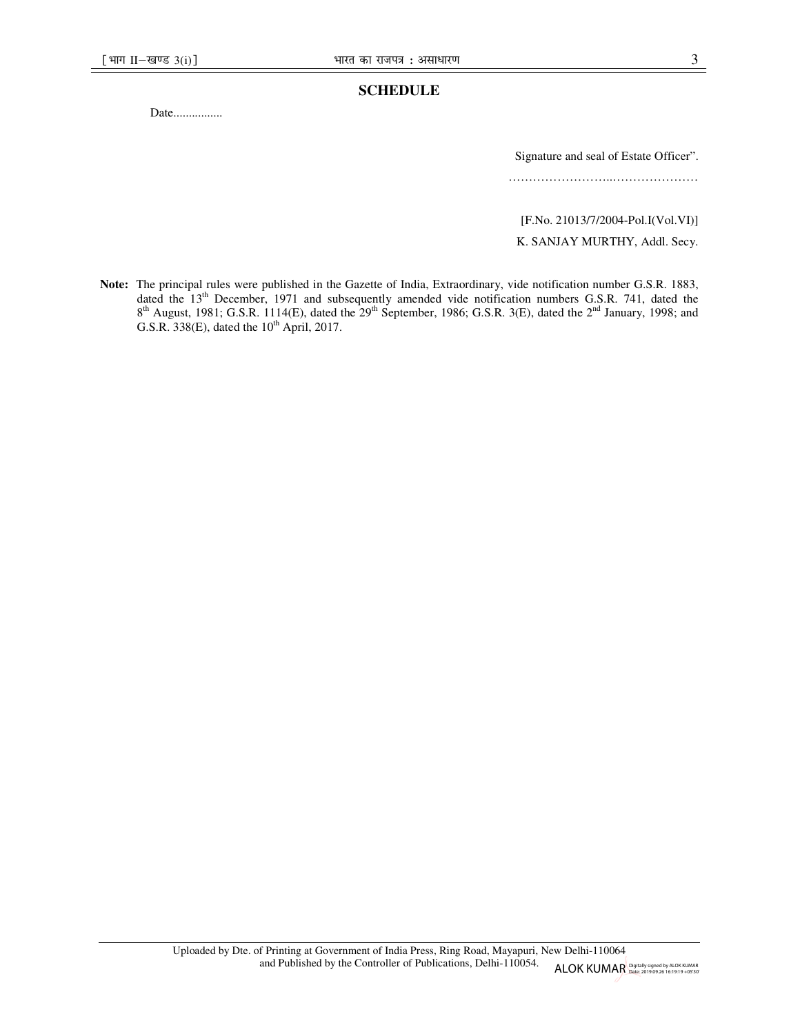## SCHEDULE

Date................

Signature and seal of Estate Officer".

…………………….…………………

[F.No. 21013/7/2004-Pol.I(Vol.VI)]

K. SANJAY MURTHY, Addl. Secy.

**Note:** The principal rules were published in the Gazette of India, Extraordinary, vide notification number G.S.R. 1883, dated the 13th December, 1971 and subsequently amended vide notification numbers G.S.R. 741, dated the 8th August, 1981; G.S.R. 1114(E), dated the 29th September, 1986; G.S.R. 3(E), dated the 2nd January, 1998; and G.S.R. 338(E), dated the 10th April, 2017.

Uploaded by Dte. of Printing at Government of India Press, Ring Road, Mayapuri, New Delhi-110064 and Published by the Controller of Publications, Delhi-110054.